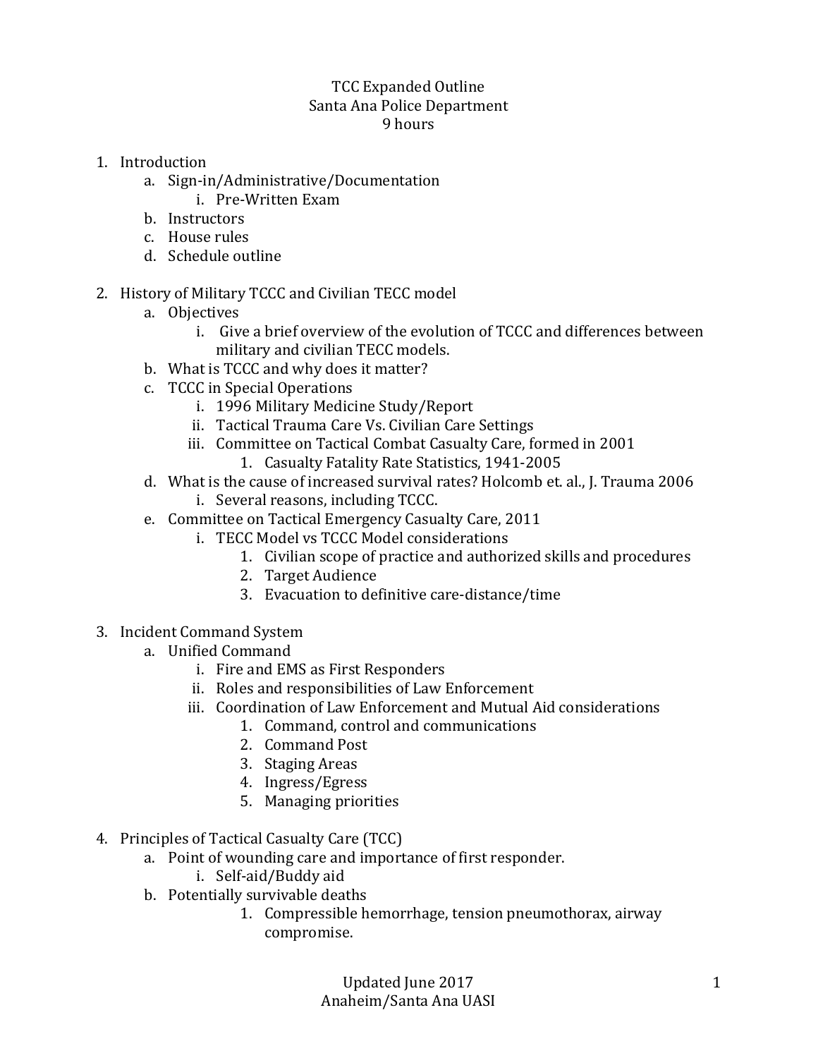# TCC Expanded Outline
## Santa Ana Police Department
### 9 hours

1. Introduction
    a. Sign-in/Administrative/Documentation
        i. Pre-Written Exam
    b. Instructors
    c. House rules
    d. Schedule outline

2. History of Military TCCC and Civilian TECC model
    a. Objectives
        i. Give a brief overview of the evolution of TCCC and differences between military and civilian TECC models.
    b. What is TCCC and why does it matter?
    c. TCCC in Special Operations
        i. 1996 Military Medicine Study/Report
        ii. Tactical Trauma Care Vs. Civilian Care Settings
        iii. Committee on Tactical Combat Casualty Care, formed in 2001
            1. Casualty Fatality Rate Statistics, 1941-2005
    d. What is the cause of increased survival rates? Holcomb et. al., J. Trauma 2006
        i. Several reasons, including TCCC.
    e. Committee on Tactical Emergency Casualty Care, 2011
        i. TECC Model vs TCCC Model considerations
            1. Civilian scope of practice and authorized skills and procedures
            2. Target Audience
            3. Evacuation to definitive care-distance/time

3. Incident Command System
    a. Unified Command
        i. Fire and EMS as First Responders
        ii. Roles and responsibilities of Law Enforcement
        iii. Coordination of Law Enforcement and Mutual Aid considerations
            1. Command, control and communications
            2. Command Post
            3. Staging Areas
            4. Ingress/Egress
            5. Managing priorities

4. Principles of Tactical Casualty Care (TCC)
    a. Point of wounding care and importance of first responder.
        i. Self-aid/Buddy aid
    b. Potentially survivable deaths
            1. Compressible hemorrhage, tension pneumothorax, airway compromise.

Updated June 2017
Anaheim/Santa Ana UASI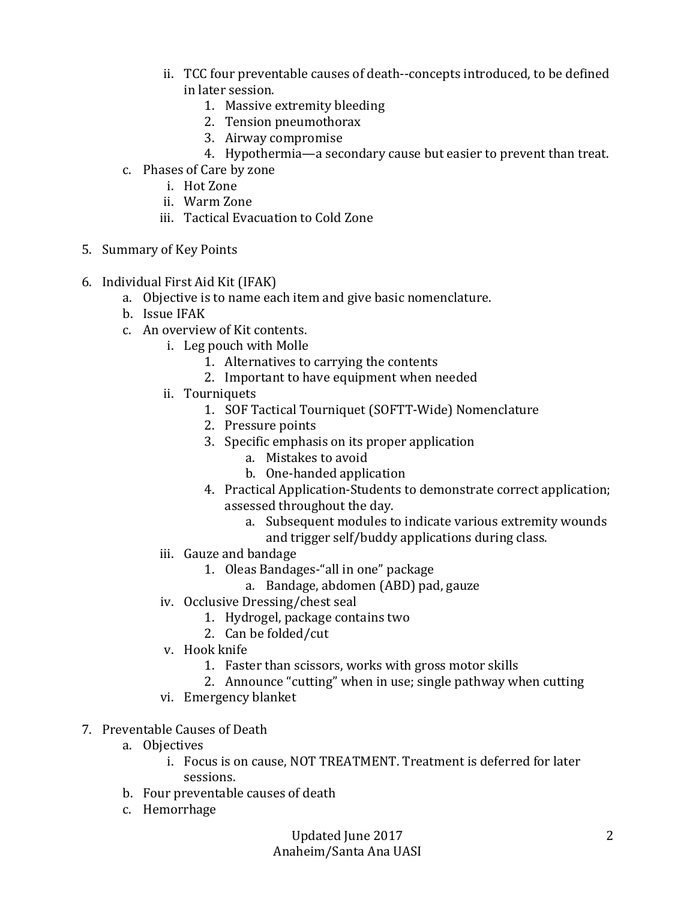- ii. TCC four preventable causes of death--concepts introduced, to be defined in later session.
  1. Massive extremity bleeding
  2. Tension pneumothorax
  3. Airway compromise
  4. Hypothermia—a secondary cause but easier to prevent than treat.

c. Phases of Care by zone
- i. Hot Zone
- ii. Warm Zone
- iii. Tactical Evacuation to Cold Zone

5. Summary of Key Points

6. Individual First Aid Kit (IFAK)
   - a. Objective is to name each item and give basic nomenclature.
   - b. Issue IFAK
   - c. An overview of Kit contents.
     - i. Leg pouch with Molle
       1. Alternatives to carrying the contents
       2. Important to have equipment when needed
     - ii. Tourniquets
       1. SOF Tactical Tourniquet (SOFTT-Wide) Nomenclature
       2. Pressure points
       3. Specific emphasis on its proper application
          - a. Mistakes to avoid
          - b. One-handed application
       4. Practical Application-Students to demonstrate correct application; assessed throughout the day.
          - a. Subsequent modules to indicate various extremity wounds and trigger self/buddy applications during class.
     - iii. Gauze and bandage
       1. Oleas Bandages-"all in one" package
          - a. Bandage, abdomen (ABD) pad, gauze
     - iv. Occlusive Dressing/chest seal
       1. Hydrogel, package contains two
       2. Can be folded/cut
     - v. Hook knife
       1. Faster than scissors, works with gross motor skills
       2. Announce "cutting" when in use; single pathway when cutting
     - vi. Emergency blanket

7. Preventable Causes of Death
   - a. Objectives
     - i. Focus is on cause, NOT TREATMENT. Treatment is deferred for later sessions.
   - b. Four preventable causes of death
   - c. Hemorrhage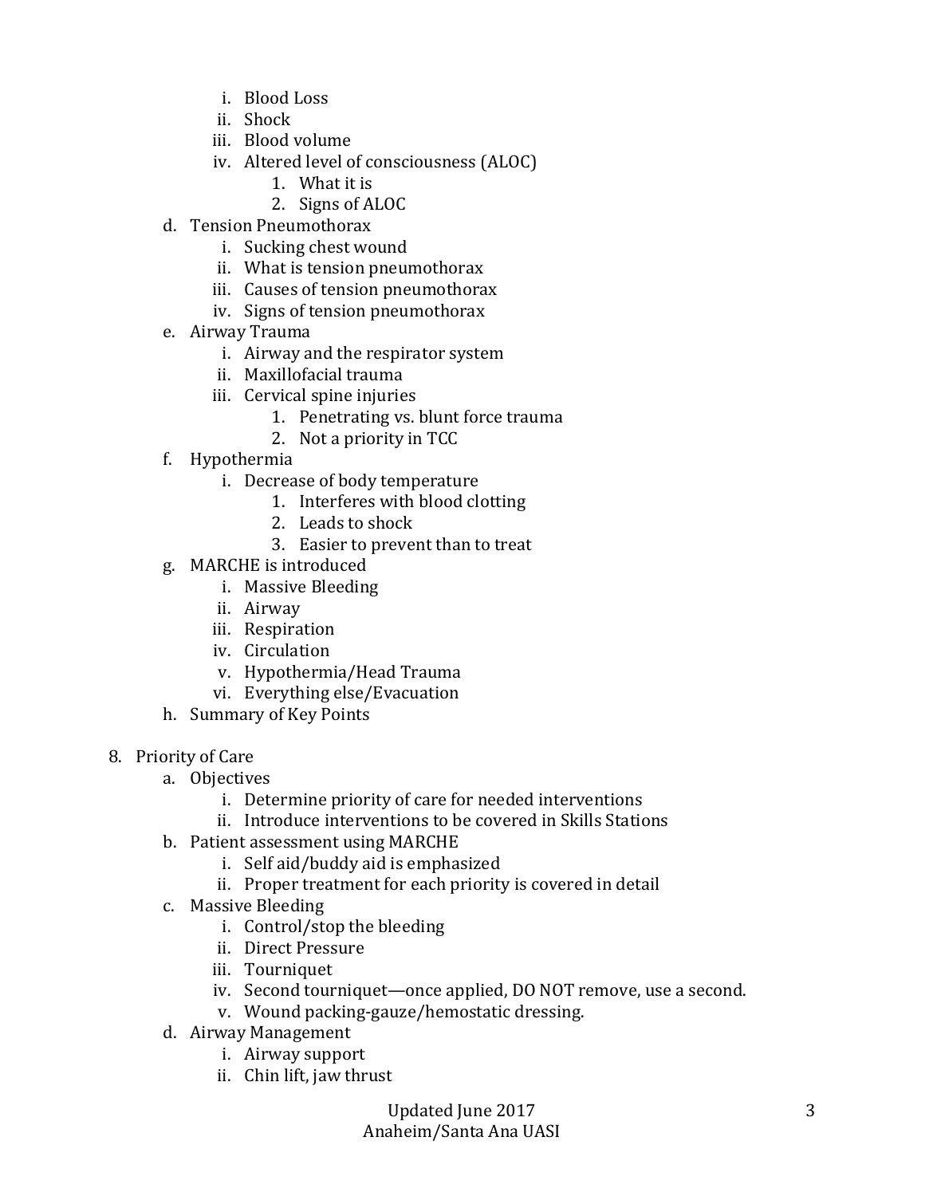i. Blood Loss
         ii. Shock
         iii. Blood volume
         iv. Altered level of consciousness (ALOC)
            1. What it is
            2. Signs of ALOC
   d. Tension Pneumothorax
         i. Sucking chest wound
         ii. What is tension pneumothorax
         iii. Causes of tension pneumothorax
         iv. Signs of tension pneumothorax
   e. Airway Trauma
         i. Airway and the respirator system
         ii. Maxillofacial trauma
         iii. Cervical spine injuries
            1. Penetrating vs. blunt force trauma
            2. Not a priority in TCC
   f. Hypothermia
         i. Decrease of body temperature
            1. Interferes with blood clotting
            2. Leads to shock
            3. Easier to prevent than to treat
   g. MARCHE is introduced
         i. Massive Bleeding
         ii. Airway
         iii. Respiration
         iv. Circulation
         v. Hypothermia/Head Trauma
         vi. Everything else/Evacuation
   h. Summary of Key Points

8. Priority of Care
   a. Objectives
         i. Determine priority of care for needed interventions
         ii. Introduce interventions to be covered in Skills Stations
   b. Patient assessment using MARCHE
         i. Self aid/buddy aid is emphasized
         ii. Proper treatment for each priority is covered in detail
   c. Massive Bleeding
         i. Control/stop the bleeding
         ii. Direct Pressure
         iii. Tourniquet
         iv. Second tourniquet—once applied, DO NOT remove, use a second.
         v. Wound packing-gauze/hemostatic dressing.
   d. Airway Management
         i. Airway support
         ii. Chin lift, jaw thrust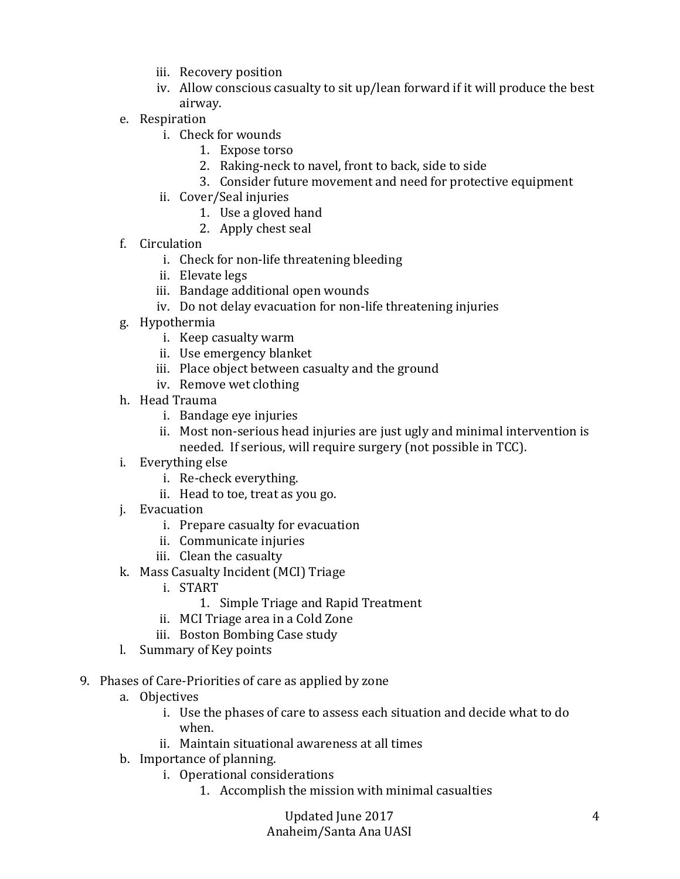iii. Recovery position
   iv. Allow conscious casualty to sit up/lean forward if it will produce the best airway.

e. Respiration
   i. Check for wounds
      1. Expose torso
      2. Raking-neck to navel, front to back, side to side
      3. Consider future movement and need for protective equipment
   ii. Cover/Seal injuries
      1. Use a gloved hand
      2. Apply chest seal

f. Circulation
   i. Check for non-life threatening bleeding
   ii. Elevate legs
   iii. Bandage additional open wounds
   iv. Do not delay evacuation for non-life threatening injuries

g. Hypothermia
   i. Keep casualty warm
   ii. Use emergency blanket
   iii. Place object between casualty and the ground
   iv. Remove wet clothing

h. Head Trauma
   i. Bandage eye injuries
   ii. Most non-serious head injuries are just ugly and minimal intervention is needed. If serious, will require surgery (not possible in TCC).

i. Everything else
   i. Re-check everything.
   ii. Head to toe, treat as you go.

j. Evacuation
   i. Prepare casualty for evacuation
   ii. Communicate injuries
   iii. Clean the casualty

k. Mass Casualty Incident (MCI) Triage
   i. START
      1. Simple Triage and Rapid Treatment
   ii. MCI Triage area in a Cold Zone
   iii. Boston Bombing Case study

l. Summary of Key points

9. Phases of Care-Priorities of care as applied by zone
   a. Objectives
      i. Use the phases of care to assess each situation and decide what to do when.
      ii. Maintain situational awareness at all times
   b. Importance of planning.
      i. Operational considerations
         1. Accomplish the mission with minimal casualties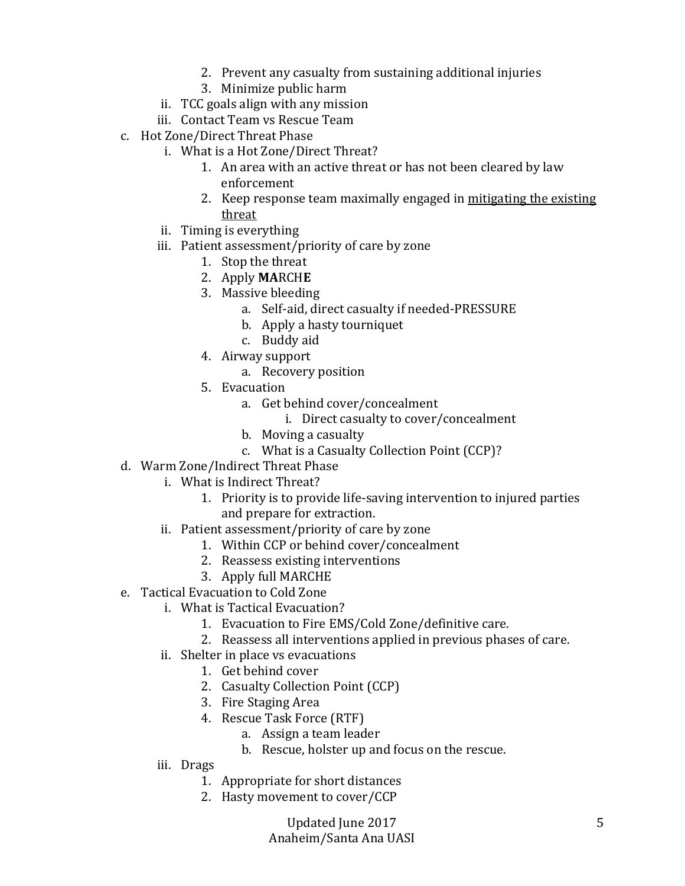2. Prevent any casualty from sustaining additional injuries
        3. Minimize public harm
    ii. TCC goals align with any mission
    iii. Contact Team vs Rescue Team

c. Hot Zone/Direct Threat Phase
    i. What is a Hot Zone/Direct Threat?
        1. An area with an active threat or has not been cleared by law enforcement
        2. Keep response team maximally engaged in <u>mitigating the existing threat</u>
    ii. Timing is everything
    iii. Patient assessment/priority of care by zone
        1. Stop the threat
        2. Apply **MA**RCH**E**
        3. Massive bleeding
            a. Self-aid, direct casualty if needed-PRESSURE
            b. Apply a hasty tourniquet
            c. Buddy aid
        4. Airway support
            a. Recovery position
        5. Evacuation
            a. Get behind cover/concealment
                i. Direct casualty to cover/concealment
            b. Moving a casualty
            c. What is a Casualty Collection Point (CCP)?

d. Warm Zone/Indirect Threat Phase
    i. What is Indirect Threat?
        1. Priority is to provide life-saving intervention to injured parties and prepare for extraction.
    ii. Patient assessment/priority of care by zone
        1. Within CCP or behind cover/concealment
        2. Reassess existing interventions
        3. Apply full MARCHE

e. Tactical Evacuation to Cold Zone
    i. What is Tactical Evacuation?
        1. Evacuation to Fire EMS/Cold Zone/definitive care.
        2. Reassess all interventions applied in previous phases of care.
    ii. Shelter in place vs evacuations
        1. Get behind cover
        2. Casualty Collection Point (CCP)
        3. Fire Staging Area
        4. Rescue Task Force (RTF)
            a. Assign a team leader
            b. Rescue, holster up and focus on the rescue.
    iii. Drags
        1. Appropriate for short distances
        2. Hasty movement to cover/CCP

Updated June 2017
Anaheim/Santa Ana UASI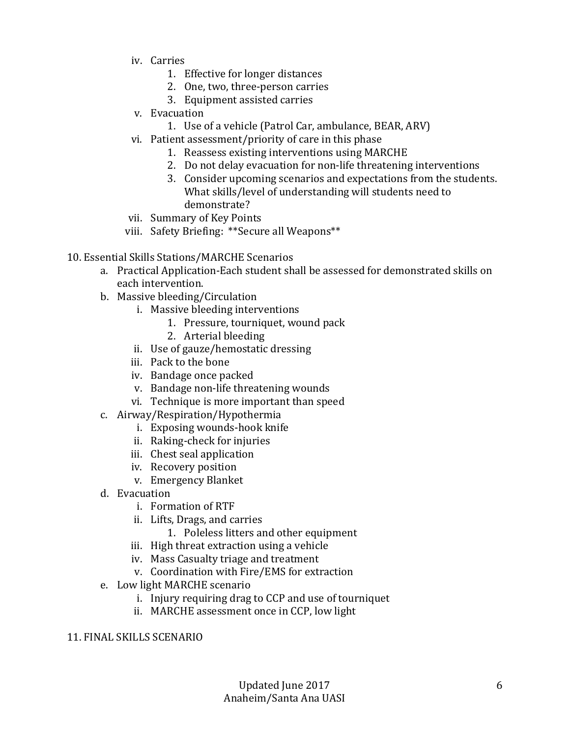- iv. Carries
    1. Effective for longer distances
    2. One, two, three-person carries
    3. Equipment assisted carries
- v. Evacuation
    1. Use of a vehicle (Patrol Car, ambulance, BEAR, ARV)
- vi. Patient assessment/priority of care in this phase
    1. Reassess existing interventions using MARCHE
    2. Do not delay evacuation for non-life threatening interventions
    3. Consider upcoming scenarios and expectations from the students. What skills/level of understanding will students need to demonstrate?
- vii. Summary of Key Points
- viii. Safety Briefing: **Secure all Weapons**

10. Essential Skills Stations/MARCHE Scenarios
    - a. Practical Application-Each student shall be assessed for demonstrated skills on each intervention.
    - b. Massive bleeding/Circulation
        - i. Massive bleeding interventions
            1. Pressure, tourniquet, wound pack
            2. Arterial bleeding
        - ii. Use of gauze/hemostatic dressing
        - iii. Pack to the bone
        - iv. Bandage once packed
        - v. Bandage non-life threatening wounds
        - vi. Technique is more important than speed
    - c. Airway/Respiration/Hypothermia
        - i. Exposing wounds-hook knife
        - ii. Raking-check for injuries
        - iii. Chest seal application
        - iv. Recovery position
        - v. Emergency Blanket
    - d. Evacuation
        - i. Formation of RTF
        - ii. Lifts, Drags, and carries
            1. Poleless litters and other equipment
        - iii. High threat extraction using a vehicle
        - iv. Mass Casualty triage and treatment
        - v. Coordination with Fire/EMS for extraction
    - e. Low light MARCHE scenario
        - i. Injury requiring drag to CCP and use of tourniquet
        - ii. MARCHE assessment once in CCP, low light

11. FINAL SKILLS SCENARIO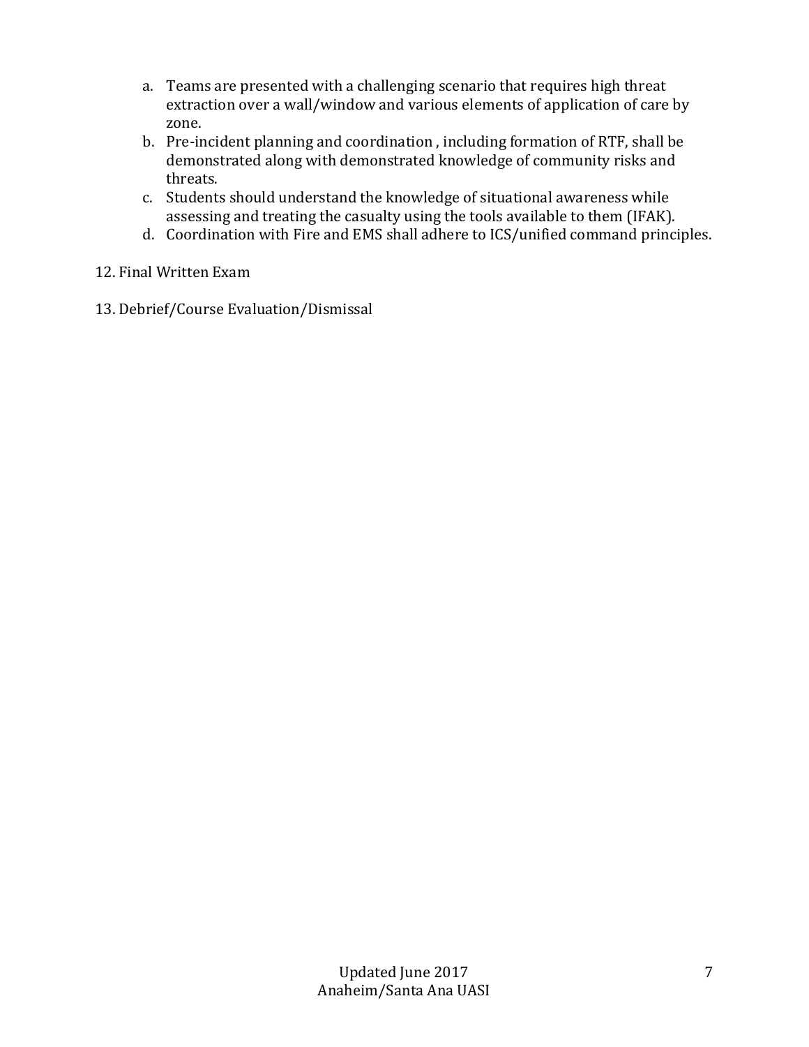a. Teams are presented with a challenging scenario that requires high threat extraction over a wall/window and various elements of application of care by zone.
b. Pre-incident planning and coordination , including formation of RTF, shall be demonstrated along with demonstrated knowledge of community risks and threats.
c. Students should understand the knowledge of situational awareness while assessing and treating the casualty using the tools available to them (IFAK).
d. Coordination with Fire and EMS shall adhere to ICS/unified command principles.

12. Final Written Exam

13. Debrief/Course Evaluation/Dismissal